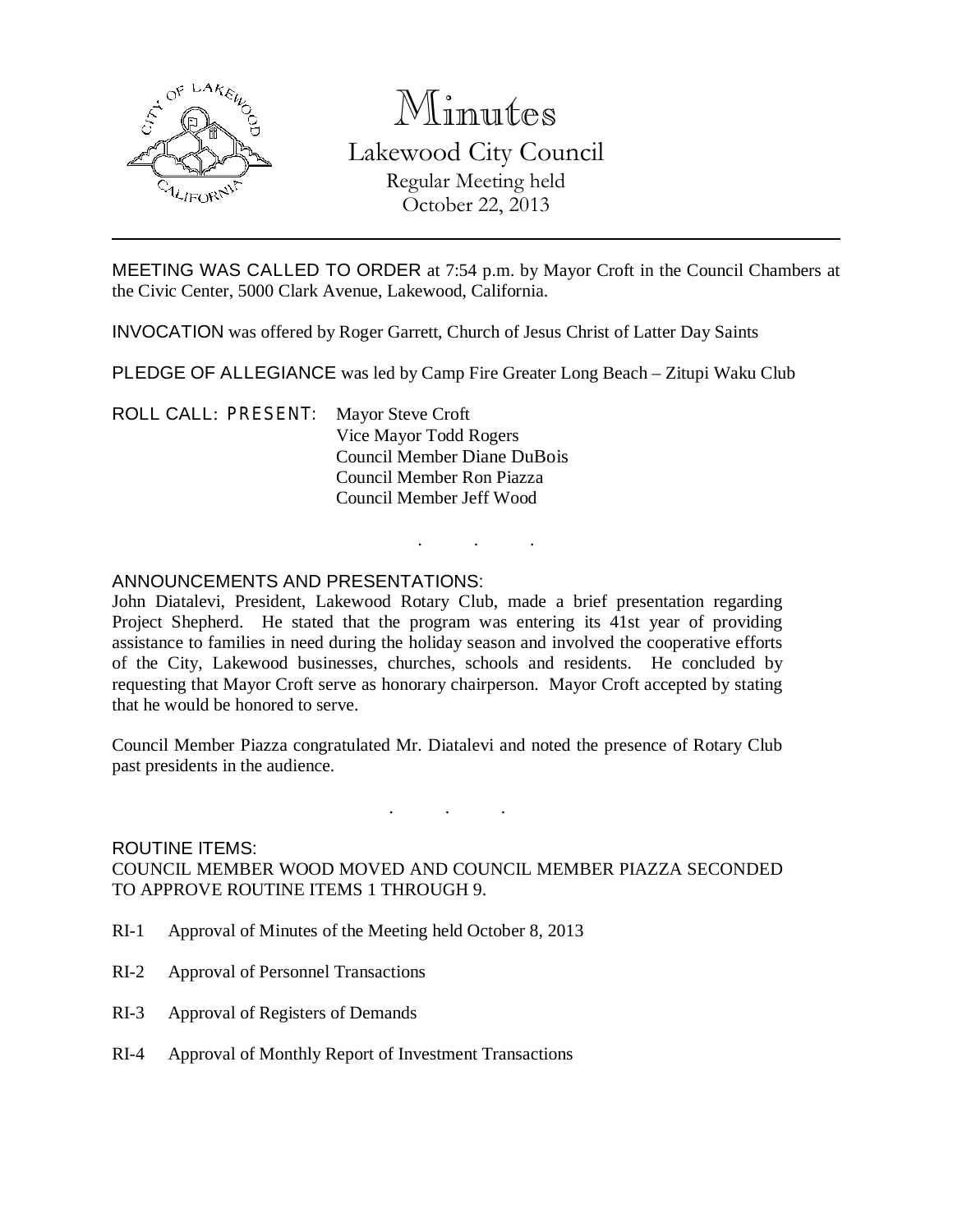# Minutes

## Lakewood City Council

Regular Meeting held
October 22, 2013

---

MEETING WAS CALLED TO ORDER at 7:54 p.m. by Mayor Croft in the Council Chambers at the Civic Center, 5000 Clark Avenue, Lakewood, California.

INVOCATION was offered by Roger Garrett, Church of Jesus Christ of Latter Day Saints

PLEDGE OF ALLEGIANCE was led by Camp Fire Greater Long Beach – Zitupi Waku Club

ROLL CALL: PRESENT:
- Mayor Steve Croft
- Vice Mayor Todd Rogers
- Council Member Diane DuBois
- Council Member Ron Piazza
- Council Member Jeff Wood

. . .

ANNOUNCEMENTS AND PRESENTATIONS:

John Diatalevi, President, Lakewood Rotary Club, made a brief presentation regarding Project Shepherd. He stated that the program was entering its 41st year of providing assistance to families in need during the holiday season and involved the cooperative efforts of the City, Lakewood businesses, churches, schools and residents. He concluded by requesting that Mayor Croft serve as honorary chairperson. Mayor Croft accepted by stating that he would be honored to serve.

Council Member Piazza congratulated Mr. Diatalevi and noted the presence of Rotary Club past presidents in the audience.

. . .

ROUTINE ITEMS:

COUNCIL MEMBER WOOD MOVED AND COUNCIL MEMBER PIAZZA SECONDED TO APPROVE ROUTINE ITEMS 1 THROUGH 9.

RI-1 Approval of Minutes of the Meeting held October 8, 2013

RI-2 Approval of Personnel Transactions

RI-3 Approval of Registers of Demands

RI-4 Approval of Monthly Report of Investment Transactions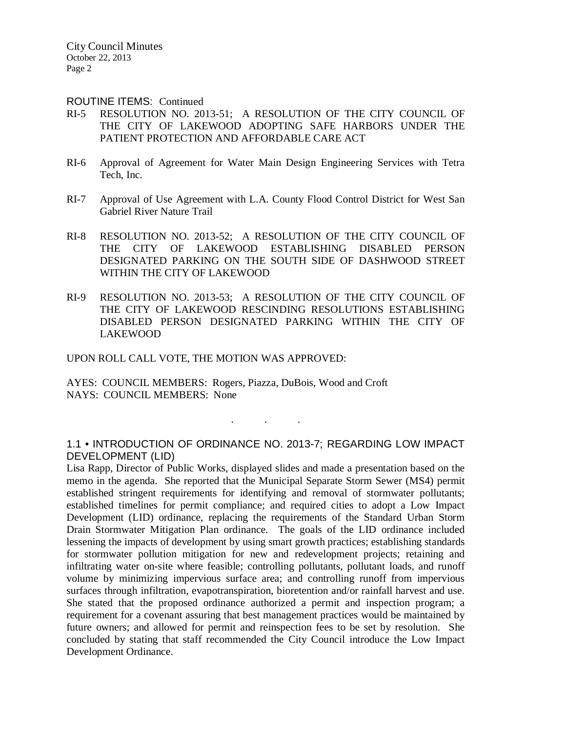ROUTINE ITEMS: Continued

RI-5 RESOLUTION NO. 2013-51; A RESOLUTION OF THE CITY COUNCIL OF THE CITY OF LAKEWOOD ADOPTING SAFE HARBORS UNDER THE PATIENT PROTECTION AND AFFORDABLE CARE ACT

RI-6 Approval of Agreement for Water Main Design Engineering Services with Tetra Tech, Inc.

RI-7 Approval of Use Agreement with L.A. County Flood Control District for West San Gabriel River Nature Trail

RI-8 RESOLUTION NO. 2013-52; A RESOLUTION OF THE CITY COUNCIL OF THE CITY OF LAKEWOOD ESTABLISHING DISABLED PERSON DESIGNATED PARKING ON THE SOUTH SIDE OF DASHWOOD STREET WITHIN THE CITY OF LAKEWOOD

RI-9 RESOLUTION NO. 2013-53; A RESOLUTION OF THE CITY COUNCIL OF THE CITY OF LAKEWOOD RESCINDING RESOLUTIONS ESTABLISHING DISABLED PERSON DESIGNATED PARKING WITHIN THE CITY OF LAKEWOOD

UPON ROLL CALL VOTE, THE MOTION WAS APPROVED:

AYES: COUNCIL MEMBERS: Rogers, Piazza, DuBois, Wood and Croft
NAYS: COUNCIL MEMBERS: None

. . .

1.1 • INTRODUCTION OF ORDINANCE NO. 2013-7; REGARDING LOW IMPACT DEVELOPMENT (LID)

Lisa Rapp, Director of Public Works, displayed slides and made a presentation based on the memo in the agenda. She reported that the Municipal Separate Storm Sewer (MS4) permit established stringent requirements for identifying and removal of stormwater pollutants; established timelines for permit compliance; and required cities to adopt a Low Impact Development (LID) ordinance, replacing the requirements of the Standard Urban Storm Drain Stormwater Mitigation Plan ordinance. The goals of the LID ordinance included lessening the impacts of development by using smart growth practices; establishing standards for stormwater pollution mitigation for new and redevelopment projects; retaining and infiltrating water on-site where feasible; controlling pollutants, pollutant loads, and runoff volume by minimizing impervious surface area; and controlling runoff from impervious surfaces through infiltration, evapotranspiration, bioretention and/or rainfall harvest and use. She stated that the proposed ordinance authorized a permit and inspection program; a requirement for a covenant assuring that best management practices would be maintained by future owners; and allowed for permit and reinspection fees to be set by resolution. She concluded by stating that staff recommended the City Council introduce the Low Impact Development Ordinance.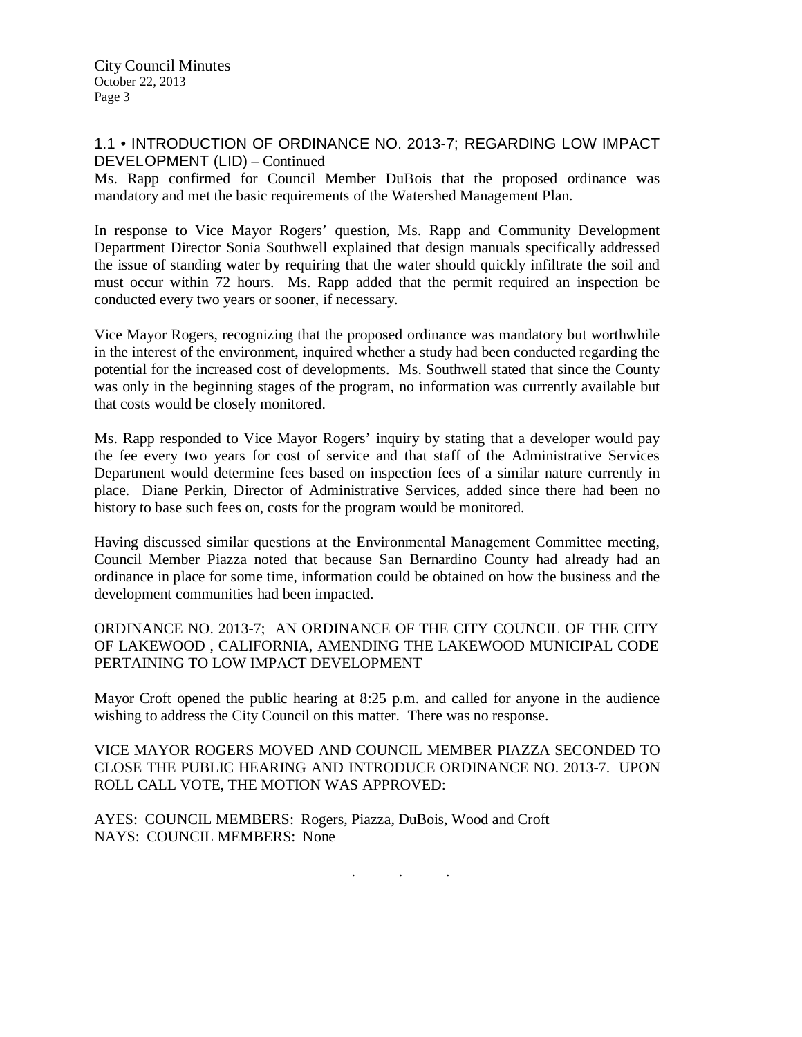## 1.1 • INTRODUCTION OF ORDINANCE NO. 2013-7; REGARDING LOW IMPACT DEVELOPMENT (LID) – Continued

Ms. Rapp confirmed for Council Member DuBois that the proposed ordinance was mandatory and met the basic requirements of the Watershed Management Plan.

In response to Vice Mayor Rogers' question, Ms. Rapp and Community Development Department Director Sonia Southwell explained that design manuals specifically addressed the issue of standing water by requiring that the water should quickly infiltrate the soil and must occur within 72 hours. Ms. Rapp added that the permit required an inspection be conducted every two years or sooner, if necessary.

Vice Mayor Rogers, recognizing that the proposed ordinance was mandatory but worthwhile in the interest of the environment, inquired whether a study had been conducted regarding the potential for the increased cost of developments. Ms. Southwell stated that since the County was only in the beginning stages of the program, no information was currently available but that costs would be closely monitored.

Ms. Rapp responded to Vice Mayor Rogers' inquiry by stating that a developer would pay the fee every two years for cost of service and that staff of the Administrative Services Department would determine fees based on inspection fees of a similar nature currently in place. Diane Perkin, Director of Administrative Services, added since there had been no history to base such fees on, costs for the program would be monitored.

Having discussed similar questions at the Environmental Management Committee meeting, Council Member Piazza noted that because San Bernardino County had already had an ordinance in place for some time, information could be obtained on how the business and the development communities had been impacted.

ORDINANCE NO. 2013-7; AN ORDINANCE OF THE CITY COUNCIL OF THE CITY OF LAKEWOOD , CALIFORNIA, AMENDING THE LAKEWOOD MUNICIPAL CODE PERTAINING TO LOW IMPACT DEVELOPMENT

Mayor Croft opened the public hearing at 8:25 p.m. and called for anyone in the audience wishing to address the City Council on this matter. There was no response.

VICE MAYOR ROGERS MOVED AND COUNCIL MEMBER PIAZZA SECONDED TO CLOSE THE PUBLIC HEARING AND INTRODUCE ORDINANCE NO. 2013-7. UPON ROLL CALL VOTE, THE MOTION WAS APPROVED:

AYES: COUNCIL MEMBERS: Rogers, Piazza, DuBois, Wood and Croft
NAYS: COUNCIL MEMBERS: None

. . .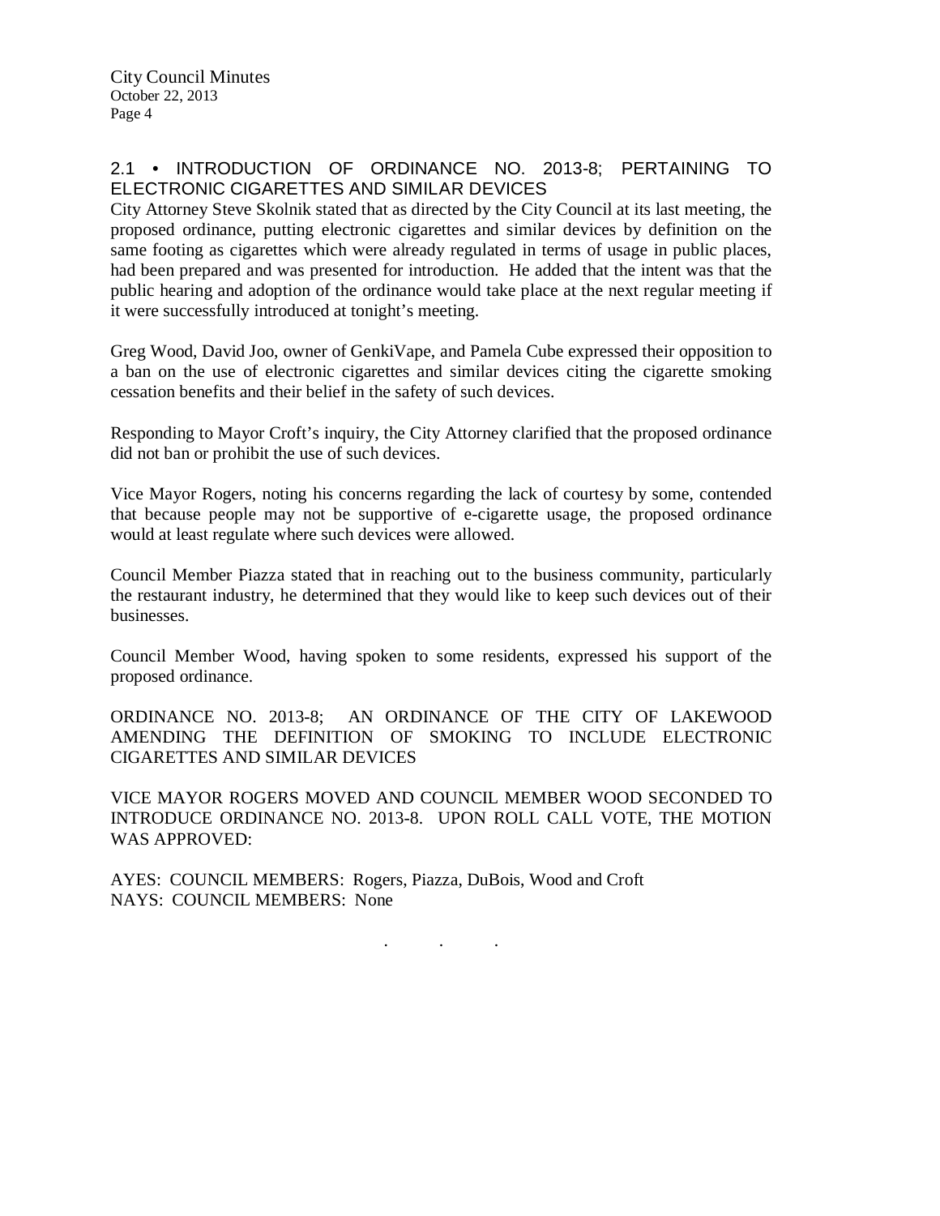## 2.1 • INTRODUCTION OF ORDINANCE NO. 2013-8; PERTAINING TO ELECTRONIC CIGARETTES AND SIMILAR DEVICES

City Attorney Steve Skolnik stated that as directed by the City Council at its last meeting, the proposed ordinance, putting electronic cigarettes and similar devices by definition on the same footing as cigarettes which were already regulated in terms of usage in public places, had been prepared and was presented for introduction. He added that the intent was that the public hearing and adoption of the ordinance would take place at the next regular meeting if it were successfully introduced at tonight's meeting.

Greg Wood, David Joo, owner of GenkiVape, and Pamela Cube expressed their opposition to a ban on the use of electronic cigarettes and similar devices citing the cigarette smoking cessation benefits and their belief in the safety of such devices.

Responding to Mayor Croft's inquiry, the City Attorney clarified that the proposed ordinance did not ban or prohibit the use of such devices.

Vice Mayor Rogers, noting his concerns regarding the lack of courtesy by some, contended that because people may not be supportive of e-cigarette usage, the proposed ordinance would at least regulate where such devices were allowed.

Council Member Piazza stated that in reaching out to the business community, particularly the restaurant industry, he determined that they would like to keep such devices out of their businesses.

Council Member Wood, having spoken to some residents, expressed his support of the proposed ordinance.

ORDINANCE NO. 2013-8; AN ORDINANCE OF THE CITY OF LAKEWOOD AMENDING THE DEFINITION OF SMOKING TO INCLUDE ELECTRONIC CIGARETTES AND SIMILAR DEVICES

VICE MAYOR ROGERS MOVED AND COUNCIL MEMBER WOOD SECONDED TO INTRODUCE ORDINANCE NO. 2013-8. UPON ROLL CALL VOTE, THE MOTION WAS APPROVED:

AYES: COUNCIL MEMBERS: Rogers, Piazza, DuBois, Wood and Croft
NAYS: COUNCIL MEMBERS: None

. . .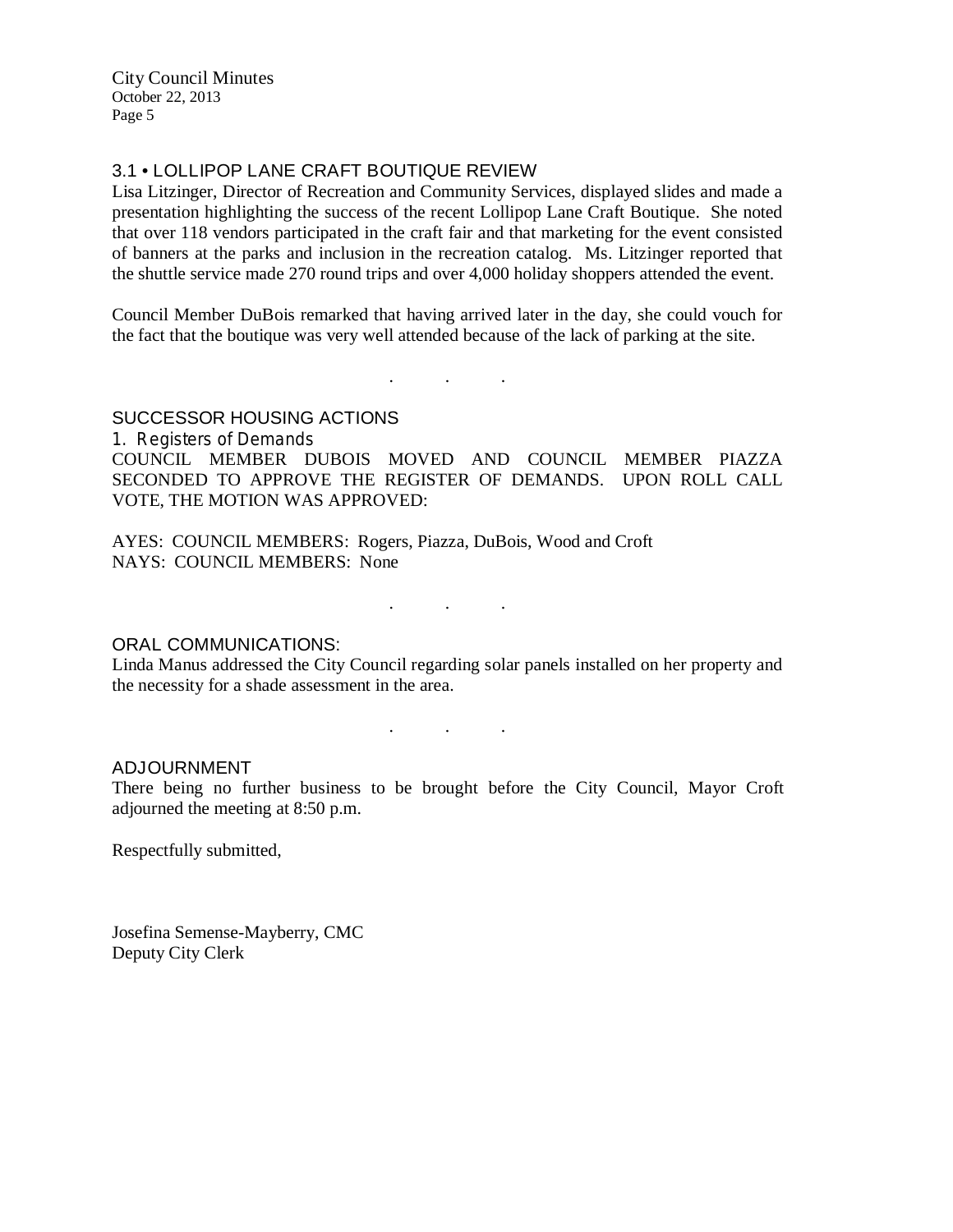## 3.1 • LOLLIPOP LANE CRAFT BOUTIQUE REVIEW

Lisa Litzinger, Director of Recreation and Community Services, displayed slides and made a presentation highlighting the success of the recent Lollipop Lane Craft Boutique. She noted that over 118 vendors participated in the craft fair and that marketing for the event consisted of banners at the parks and inclusion in the recreation catalog. Ms. Litzinger reported that the shuttle service made 270 round trips and over 4,000 holiday shoppers attended the event.

Council Member DuBois remarked that having arrived later in the day, she could vouch for the fact that the boutique was very well attended because of the lack of parking at the site.

. . .

## SUCCESSOR HOUSING ACTIONS

### 1. Registers of Demands

COUNCIL MEMBER DUBOIS MOVED AND COUNCIL MEMBER PIAZZA SECONDED TO APPROVE THE REGISTER OF DEMANDS. UPON ROLL CALL VOTE, THE MOTION WAS APPROVED:

AYES: COUNCIL MEMBERS: Rogers, Piazza, DuBois, Wood and Croft
NAYS: COUNCIL MEMBERS: None

. . .

## ORAL COMMUNICATIONS:

Linda Manus addressed the City Council regarding solar panels installed on her property and the necessity for a shade assessment in the area.

. . .

## ADJOURNMENT

There being no further business to be brought before the City Council, Mayor Croft adjourned the meeting at 8:50 p.m.

Respectfully submitted,

Josefina Semense-Mayberry, CMC
Deputy City Clerk